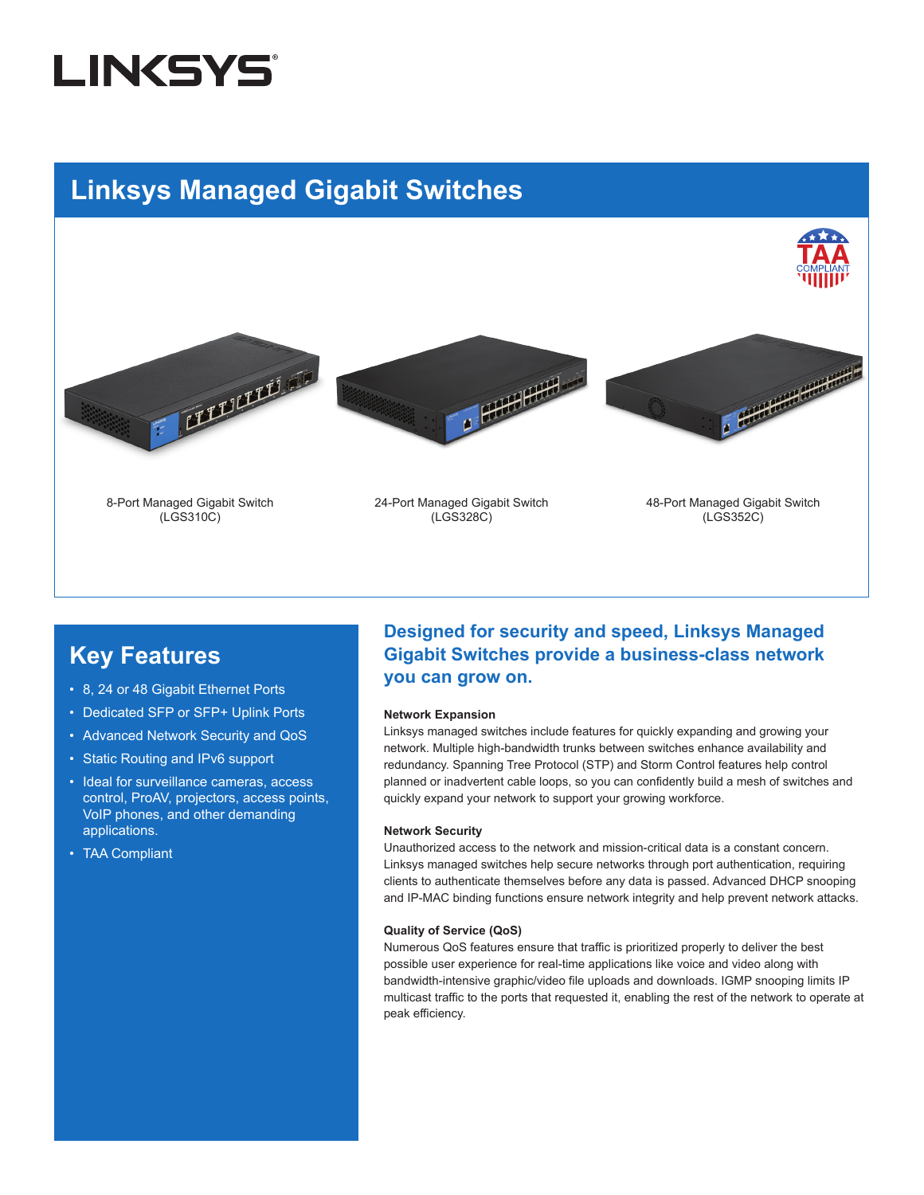LINKSYS

# Linksys Managed Gigabit Switches

TAA COMPLIANT

8-Port Managed Gigabit Switch
(LGS310C)

24-Port Managed Gigabit Switch
(LGS328C)

48-Port Managed Gigabit Switch
(LGS352C)

## Key Features

- 8, 24 or 48 Gigabit Ethernet Ports
- Dedicated SFP or SFP+ Uplink Ports
- Advanced Network Security and QoS
- Static Routing and IPv6 support
- Ideal for surveillance cameras, access control, ProAV, projectors, access points, VoIP phones, and other demanding applications.
- TAA Compliant

## Designed for security and speed, Linksys Managed Gigabit Switches provide a business-class network you can grow on.

**Network Expansion**

Linksys managed switches include features for quickly expanding and growing your network. Multiple high-bandwidth trunks between switches enhance availability and redundancy. Spanning Tree Protocol (STP) and Storm Control features help control planned or inadvertent cable loops, so you can confidently build a mesh of switches and quickly expand your network to support your growing workforce.

**Network Security**

Unauthorized access to the network and mission-critical data is a constant concern. Linksys managed switches help secure networks through port authentication, requiring clients to authenticate themselves before any data is passed. Advanced DHCP snooping and IP-MAC binding functions ensure network integrity and help prevent network attacks.

**Quality of Service (QoS)**

Numerous QoS features ensure that traffic is prioritized properly to deliver the best possible user experience for real-time applications like voice and video along with bandwidth-intensive graphic/video file uploads and downloads. IGMP snooping limits IP multicast traffic to the ports that requested it, enabling the rest of the network to operate at peak efficiency.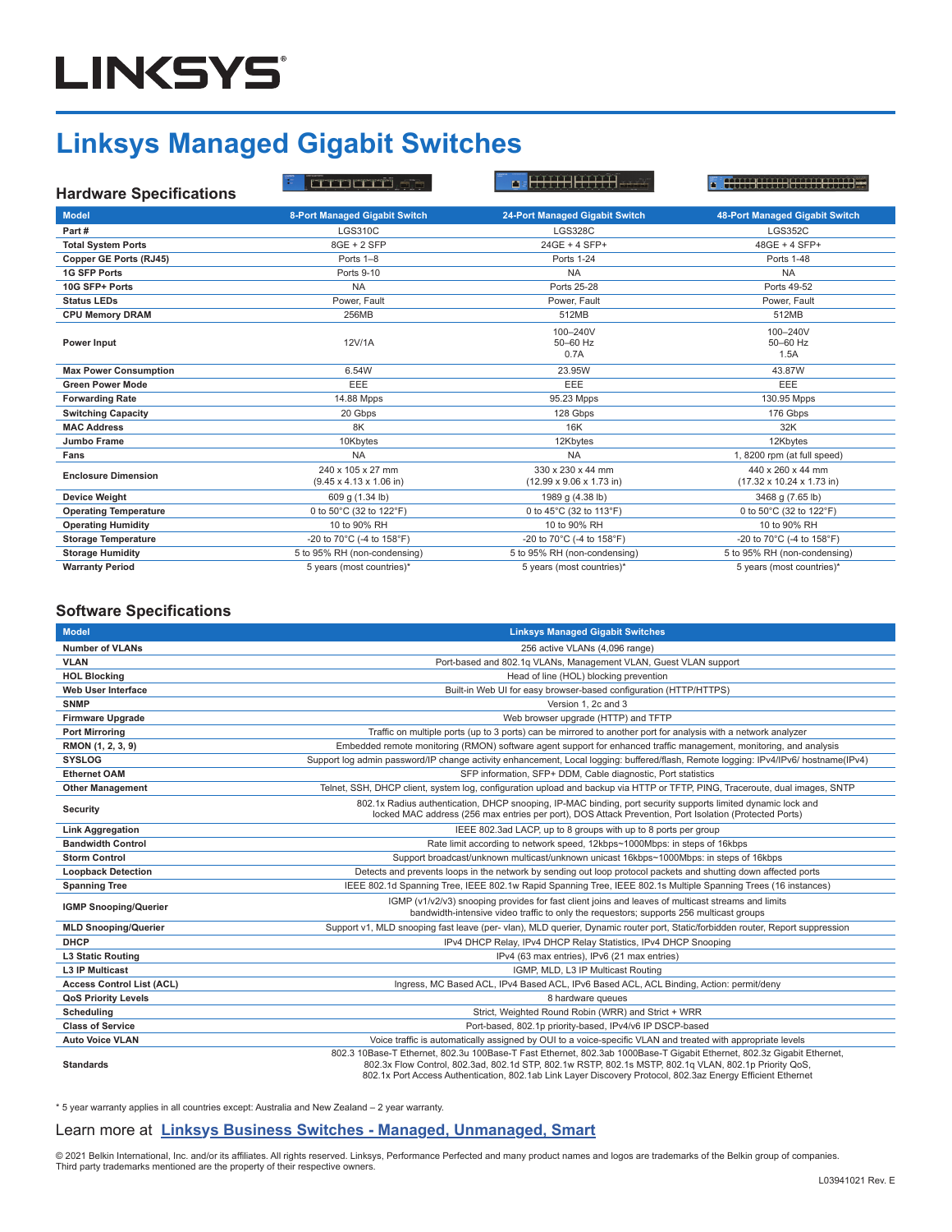# LINKSYS

## Linksys Managed Gigabit Switches

### Hardware Specifications

| Model | 8-Port Managed Gigabit Switch | 24-Port Managed Gigabit Switch | 48-Port Managed Gigabit Switch |
|---|---|---|---|
| Part # | LGS310C | LGS328C | LGS352C |
| Total System Ports | 8GE + 2 SFP | 24GE + 4 SFP+ | 48GE + 4 SFP+ |
| Copper GE Ports (RJ45) | Ports 1–8 | Ports 1-24 | Ports 1-48 |
| 1G SFP Ports | Ports 9-10 | NA | NA |
| 10G SFP+ Ports | NA | Ports 25-28 | Ports 49-52 |
| Status LEDs | Power, Fault | Power, Fault | Power, Fault |
| CPU Memory DRAM | 256MB | 512MB | 512MB |
| Power Input | 12V/1A | 100–240V 50–60 Hz 0.7A | 100–240V 50–60 Hz 1.5A |
| Max Power Consumption | 6.54W | 23.95W | 43.87W |
| Green Power Mode | EEE | EEE | EEE |
| Forwarding Rate | 14.88 Mpps | 95.23 Mpps | 130.95 Mpps |
| Switching Capacity | 20 Gbps | 128 Gbps | 176 Gbps |
| MAC Address | 8K | 16K | 32K |
| Jumbo Frame | 10Kbytes | 12Kbytes | 12Kbytes |
| Fans | NA | NA | 1, 8200 rpm (at full speed) |
| Enclosure Dimension | 240 x 105 x 27 mm (9.45 x 4.13 x 1.06 in) | 330 x 230 x 44 mm (12.99 x 9.06 x 1.73 in) | 440 x 260 x 44 mm (17.32 x 10.24 x 1.73 in) |
| Device Weight | 609 g (1.34 lb) | 1989 g (4.38 lb) | 3468 g (7.65 lb) |
| Operating Temperature | 0 to 50°C (32 to 122°F) | 0 to 45°C (32 to 113°F) | 0 to 50°C (32 to 122°F) |
| Operating Humidity | 10 to 90% RH | 10 to 90% RH | 10 to 90% RH |
| Storage Temperature | -20 to 70°C (-4 to 158°F) | -20 to 70°C (-4 to 158°F) | -20 to 70°C (-4 to 158°F) |
| Storage Humidity | 5 to 95% RH (non-condensing) | 5 to 95% RH (non-condensing) | 5 to 95% RH (non-condensing) |
| Warranty Period | 5 years (most countries)* | 5 years (most countries)* | 5 years (most countries)* |

### Software Specifications

| Model | Linksys Managed Gigabit Switches |
|---|---|
| Number of VLANs | 256 active VLANs (4,096 range) |
| VLAN | Port-based and 802.1q VLANs, Management VLAN, Guest VLAN support |
| HOL Blocking | Head of line (HOL) blocking prevention |
| Web User Interface | Built-in Web UI for easy browser-based configuration (HTTP/HTTPS) |
| SNMP | Version 1, 2c and 3 |
| Firmware Upgrade | Web browser upgrade (HTTP) and TFTP |
| Port Mirroring | Traffic on multiple ports (up to 3 ports) can be mirrored to another port for analysis with a network analyzer |
| RMON (1, 2, 3, 9) | Embedded remote monitoring (RMON) software agent support for enhanced traffic management, monitoring, and analysis |
| SYSLOG | Support log admin password/IP change activity enhancement, Local logging: buffered/flash, Remote logging: IPv4/IPv6/ hostname(IPv4) |
| Ethernet OAM | SFP information, SFP+ DDM, Cable diagnostic, Port statistics |
| Other Management | Telnet, SSH, DHCP client, system log, configuration upload and backup via HTTP or TFTP, PING, Traceroute, dual images, SNTP |
| Security | 802.1x Radius authentication, DHCP snooping, IP-MAC binding, port security supports limited dynamic lock and locked MAC address (256 max entries per port), DOS Attack Prevention, Port Isolation (Protected Ports) |
| Link Aggregation | IEEE 802.3ad LACP, up to 8 groups with up to 8 ports per group |
| Bandwidth Control | Rate limit according to network speed, 12kbps~1000Mbps: in steps of 16kbps |
| Storm Control | Support broadcast/unknown multicast/unknown unicast 16kbps~1000Mbps: in steps of 16kbps |
| Loopback Detection | Detects and prevents loops in the network by sending out loop protocol packets and shutting down affected ports |
| Spanning Tree | IEEE 802.1d Spanning Tree, IEEE 802.1w Rapid Spanning Tree, IEEE 802.1s Multiple Spanning Trees (16 instances) |
| IGMP Snooping/Querier | IGMP (v1/v2/v3) snooping provides for fast client joins and leaves of multicast streams and limits bandwidth-intensive video traffic to only the requestors; supports 256 multicast groups |
| MLD Snooping/Querier | Support v1, MLD snooping fast leave (per- vlan), MLD querier, Dynamic router port, Static/forbidden router, Report suppression |
| DHCP | IPv4 DHCP Relay, IPv4 DHCP Relay Statistics, IPv4 DHCP Snooping |
| L3 Static Routing | IPv4 (63 max entries), IPv6 (21 max entries) |
| L3 IP Multicast | IGMP, MLD, L3 IP Multicast Routing |
| Access Control List (ACL) | Ingress, MC Based ACL, IPv4 Based ACL, IPv6 Based ACL, ACL Binding, Action: permit/deny |
| QoS Priority Levels | 8 hardware queues |
| Scheduling | Strict, Weighted Round Robin (WRR) and Strict + WRR |
| Class of Service | Port-based, 802.1p priority-based, IPv4/v6 IP DSCP-based |
| Auto Voice VLAN | Voice traffic is automatically assigned by OUI to a voice-specific VLAN and treated with appropriate levels |
| Standards | 802.3 10Base-T Ethernet, 802.3u 100Base-T Fast Ethernet, 802.3ab 1000Base-T Gigabit Ethernet, 802.3z Gigabit Ethernet, 802.3x Flow Control, 802.3ad, 802.1d STP, 802.1w RSTP, 802.1s MSTP, 802.1q VLAN, 802.1p Priority QoS, 802.1x Port Access Authentication, 802.1ab Link Layer Discovery Protocol, 802.3az Energy Efficient Ethernet |

* 5 year warranty applies in all countries except: Australia and New Zealand – 2 year warranty.

Learn more at **Linksys Business Switches - Managed, Unmanaged, Smart**

© 2021 Belkin International, Inc. and/or its affiliates. All rights reserved. Linksys, Performance Perfected and many product names and logos are trademarks of the Belkin group of companies. Third party trademarks mentioned are the property of their respective owners.

L03941021 Rev. E